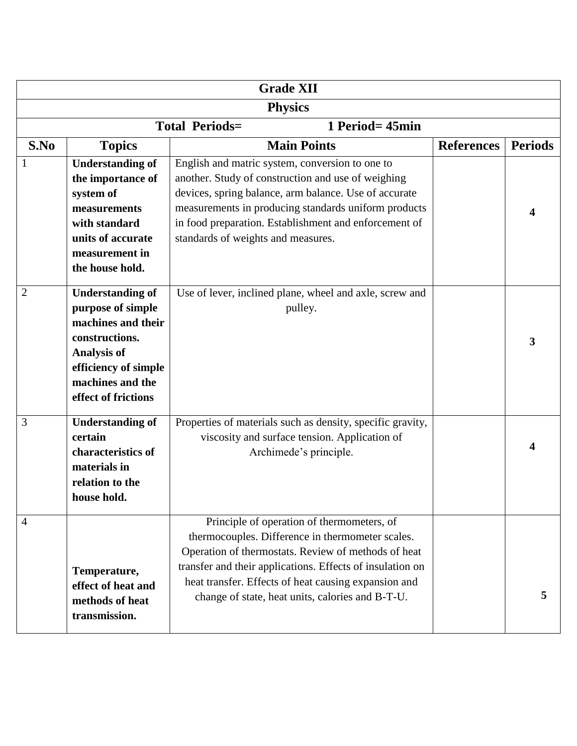| Grade XII | | | | |
|---|---|---|---|---|
| **Physics** | | | | |
| **Total Periods=          1 Period= 45min** | | | | |
| **S.No** | **Topics** | **Main Points** | **References** | **Periods** |
| 1 | **Understanding of the importance of system of measurements with standard units of accurate measurement in the house hold.** | English and matric system, conversion to one to another. Study of construction and use of weighing devices, spring balance, arm balance. Use of accurate measurements in producing standards uniform products in food preparation. Establishment and enforcement of standards of weights and measures. | | **4** |
| 2 | **Understanding of purpose of simple machines and their constructions. Analysis of efficiency of simple machines and the effect of frictions** | Use of lever, inclined plane, wheel and axle, screw and pulley. | | **3** |
| 3 | **Understanding of certain characteristics of materials in relation to the house hold.** | Properties of materials such as density, specific gravity, viscosity and surface tension. Application of Archimede's principle. | | **4** |
| 4 | **Temperature, effect of heat and methods of heat transmission.** | Principle of operation of thermometers, of thermocouples. Difference in thermometer scales. Operation of thermostats. Review of methods of heat transfer and their applications. Effects of insulation on heat transfer. Effects of heat causing expansion and change of state, heat units, calories and B-T-U. | | **5** |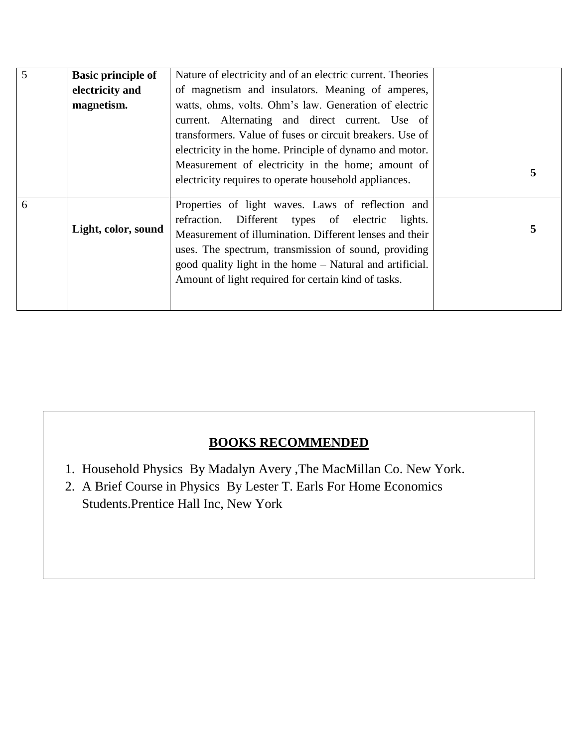| 5 | **Basic principle of electricity and magnetism.** | Nature of electricity and of an electric current. Theories of magnetism and insulators. Meaning of amperes, watts, ohms, volts. Ohm's law. Generation of electric current. Alternating and direct current. Use of transformers. Value of fuses or circuit breakers. Use of electricity in the home. Principle of dynamo and motor. Measurement of electricity in the home; amount of electricity requires to operate household appliances. | | **5** |
|---|---|---|---|---|
| 6 | **Light, color, sound** | Properties of light waves. Laws of reflection and refraction. Different types of electric lights. Measurement of illumination. Different lenses and their uses. The spectrum, transmission of sound, providing good quality light in the home – Natural and artificial. Amount of light required for certain kind of tasks. | | **5** |

## BOOKS RECOMMENDED

1. Household Physics By Madalyn Avery ,The MacMillan Co. New York.
2. A Brief Course in Physics By Lester T. Earls For Home Economics Students.Prentice Hall Inc, New York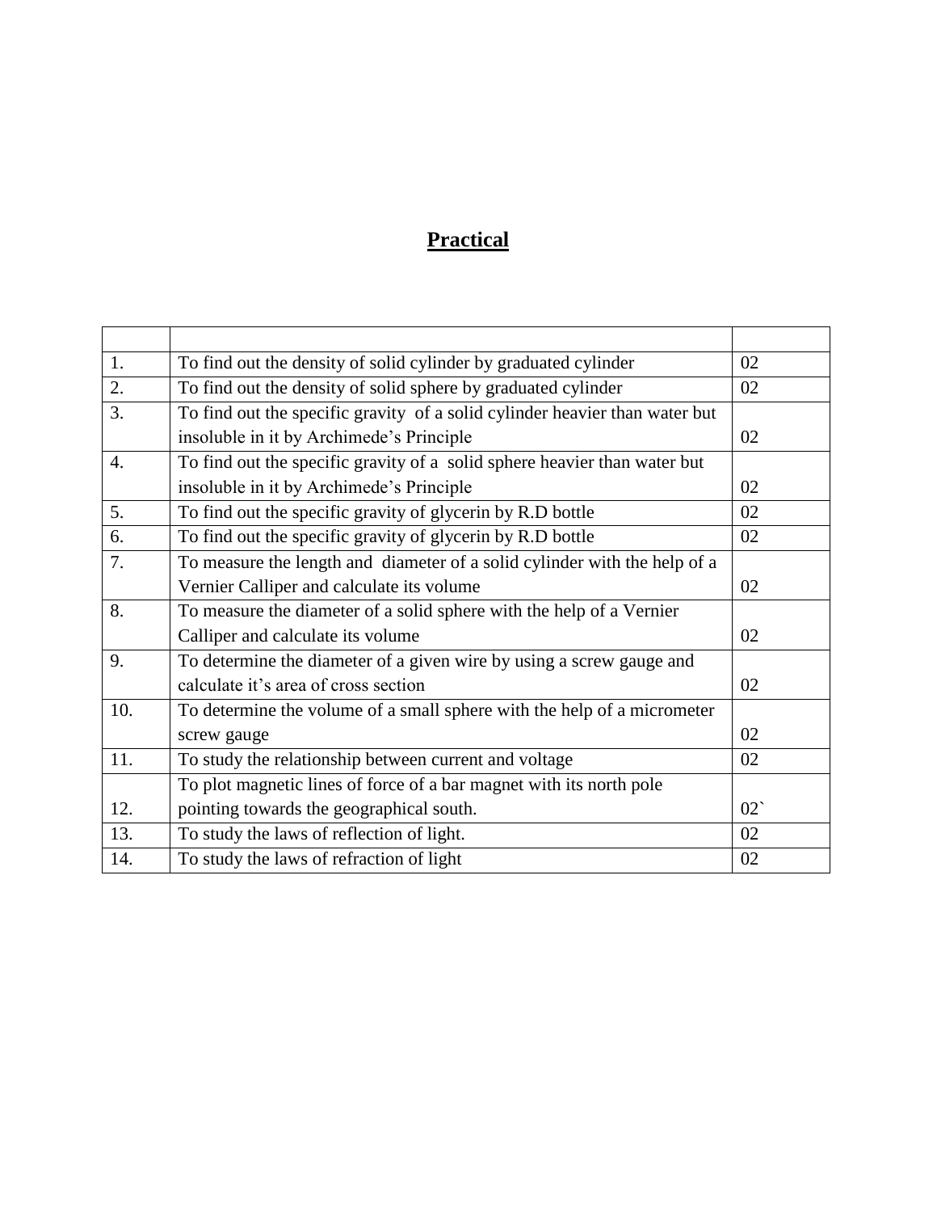# Practical

| | | |
|---|---|---|
| 1. | To find out the density of solid cylinder by graduated cylinder | 02 |
| 2. | To find out the density of solid sphere by graduated cylinder | 02 |
| 3. | To find out the specific gravity of a solid cylinder heavier than water but insoluble in it by Archimede's Principle | 02 |
| 4. | To find out the specific gravity of a solid sphere heavier than water but insoluble in it by Archimede's Principle | 02 |
| 5. | To find out the specific gravity of glycerin by R.D bottle | 02 |
| 6. | To find out the specific gravity of glycerin by R.D bottle | 02 |
| 7. | To measure the length and diameter of a solid cylinder with the help of a Vernier Calliper and calculate its volume | 02 |
| 8. | To measure the diameter of a solid sphere with the help of a Vernier Calliper and calculate its volume | 02 |
| 9. | To determine the diameter of a given wire by using a screw gauge and calculate it's area of cross section | 02 |
| 10. | To determine the volume of a small sphere with the help of a micrometer screw gauge | 02 |
| 11. | To study the relationship between current and voltage | 02 |
| 12. | To plot magnetic lines of force of a bar magnet with its north pole pointing towards the geographical south. | 02` |
| 13. | To study the laws of reflection of light. | 02 |
| 14. | To study the laws of refraction of light | 02 |